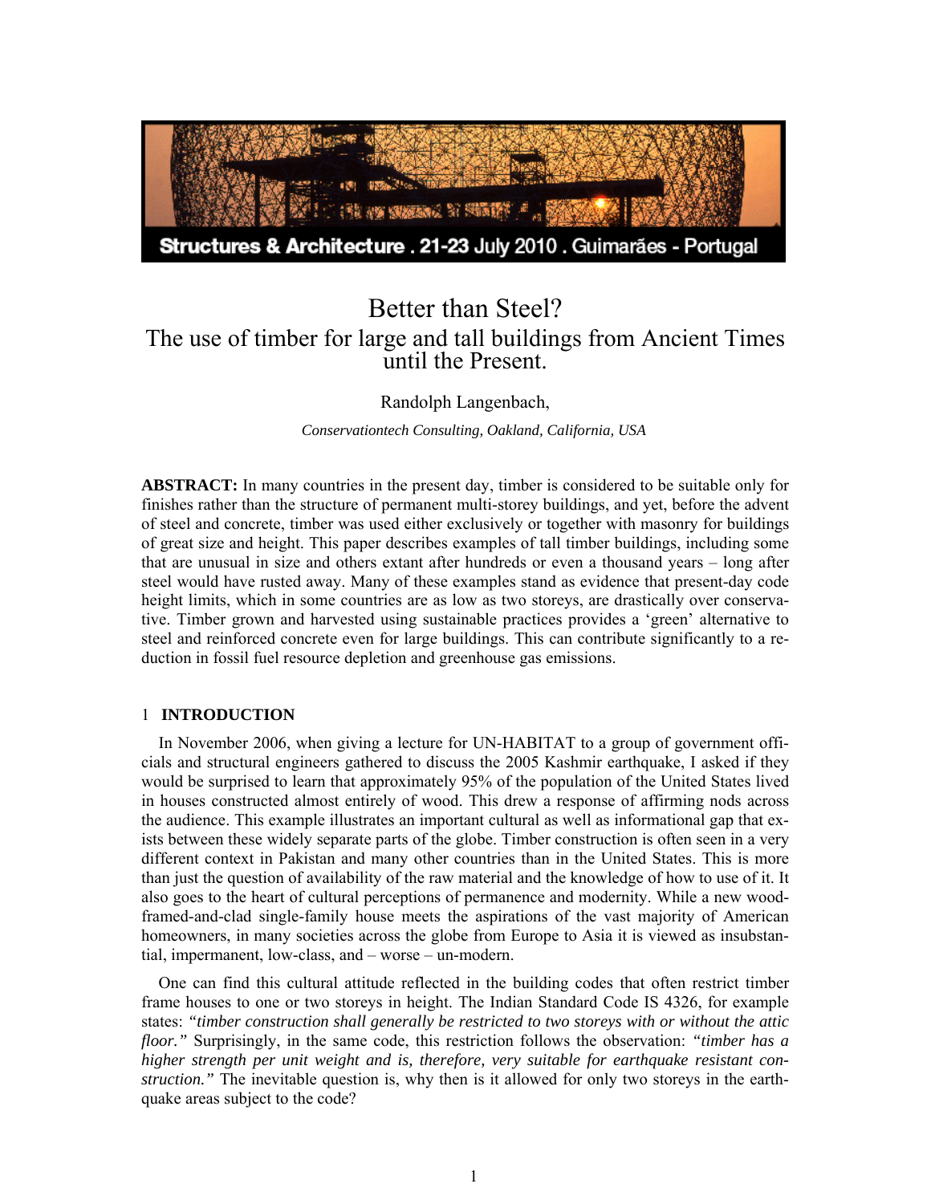# Better than Steel?

## The use of timber for large and tall buildings from Ancient Times until the Present.

Randolph Langenbach,

*Conservationtech Consulting, Oakland, California, USA*

**ABSTRACT:** In many countries in the present day, timber is considered to be suitable only for finishes rather than the structure of permanent multi-storey buildings, and yet, before the advent of steel and concrete, timber was used either exclusively or together with masonry for buildings of great size and height. This paper describes examples of tall timber buildings, including some that are unusual in size and others extant after hundreds or even a thousand years – long after steel would have rusted away. Many of these examples stand as evidence that present-day code height limits, which in some countries are as low as two storeys, are drastically over conservative. Timber grown and harvested using sustainable practices provides a 'green' alternative to steel and reinforced concrete even for large buildings. This can contribute significantly to a reduction in fossil fuel resource depletion and greenhouse gas emissions.

## 1 INTRODUCTION

In November 2006, when giving a lecture for UN-HABITAT to a group of government officials and structural engineers gathered to discuss the 2005 Kashmir earthquake, I asked if they would be surprised to learn that approximately 95% of the population of the United States lived in houses constructed almost entirely of wood. This drew a response of affirming nods across the audience. This example illustrates an important cultural as well as informational gap that exists between these widely separate parts of the globe. Timber construction is often seen in a very different context in Pakistan and many other countries than in the United States. This is more than just the question of availability of the raw material and the knowledge of how to use of it. It also goes to the heart of cultural perceptions of permanence and modernity. While a new wood-framed-and-clad single-family house meets the aspirations of the vast majority of American homeowners, in many societies across the globe from Europe to Asia it is viewed as insubstantial, impermanent, low-class, and – worse – un-modern.

One can find this cultural attitude reflected in the building codes that often restrict timber frame houses to one or two storeys in height. The Indian Standard Code IS 4326, for example states: *"timber construction shall generally be restricted to two storeys with or without the attic floor."* Surprisingly, in the same code, this restriction follows the observation: *"timber has a higher strength per unit weight and is, therefore, very suitable for earthquake resistant construction."* The inevitable question is, why then is it allowed for only two storeys in the earthquake areas subject to the code?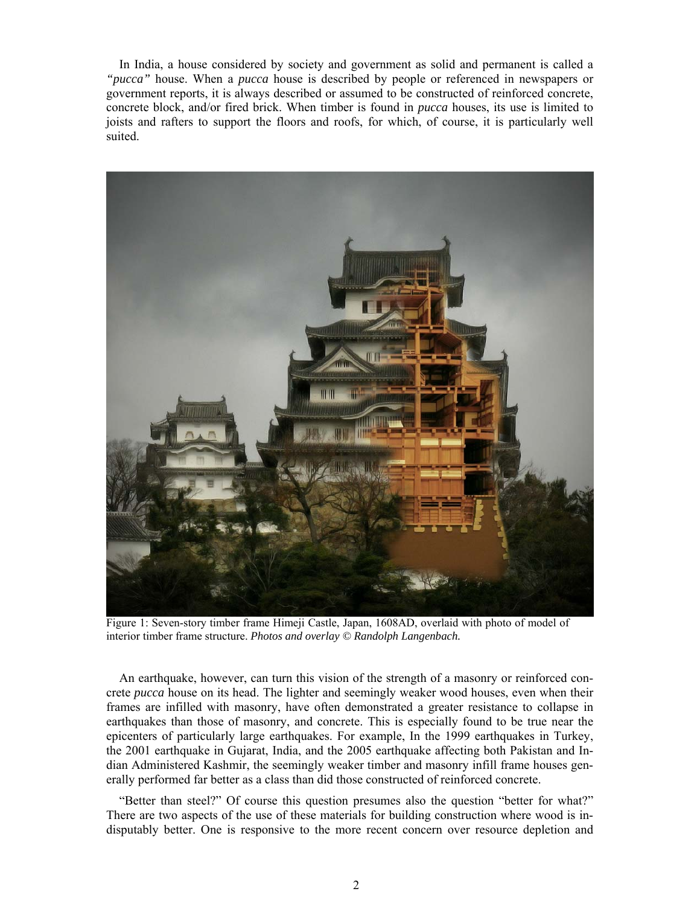In India, a house considered by society and government as solid and permanent is called a *"pucca"* house. When a *pucca* house is described by people or referenced in newspapers or government reports, it is always described or assumed to be constructed of reinforced concrete, concrete block, and/or fired brick. When timber is found in *pucca* houses, its use is limited to joists and rafters to support the floors and roofs, for which, of course, it is particularly well suited.

Figure 1: Seven-story timber frame Himeji Castle, Japan, 1608AD, overlaid with photo of model of interior timber frame structure. *Photos and overlay © Randolph Langenbach.*

An earthquake, however, can turn this vision of the strength of a masonry or reinforced concrete *pucca* house on its head. The lighter and seemingly weaker wood houses, even when their frames are infilled with masonry, have often demonstrated a greater resistance to collapse in earthquakes than those of masonry, and concrete. This is especially found to be true near the epicenters of particularly large earthquakes. For example, In the 1999 earthquakes in Turkey, the 2001 earthquake in Gujarat, India, and the 2005 earthquake affecting both Pakistan and Indian Administered Kashmir, the seemingly weaker timber and masonry infill frame houses generally performed far better as a class than did those constructed of reinforced concrete.

"Better than steel?" Of course this question presumes also the question "better for what?" There are two aspects of the use of these materials for building construction where wood is indisputably better. One is responsive to the more recent concern over resource depletion and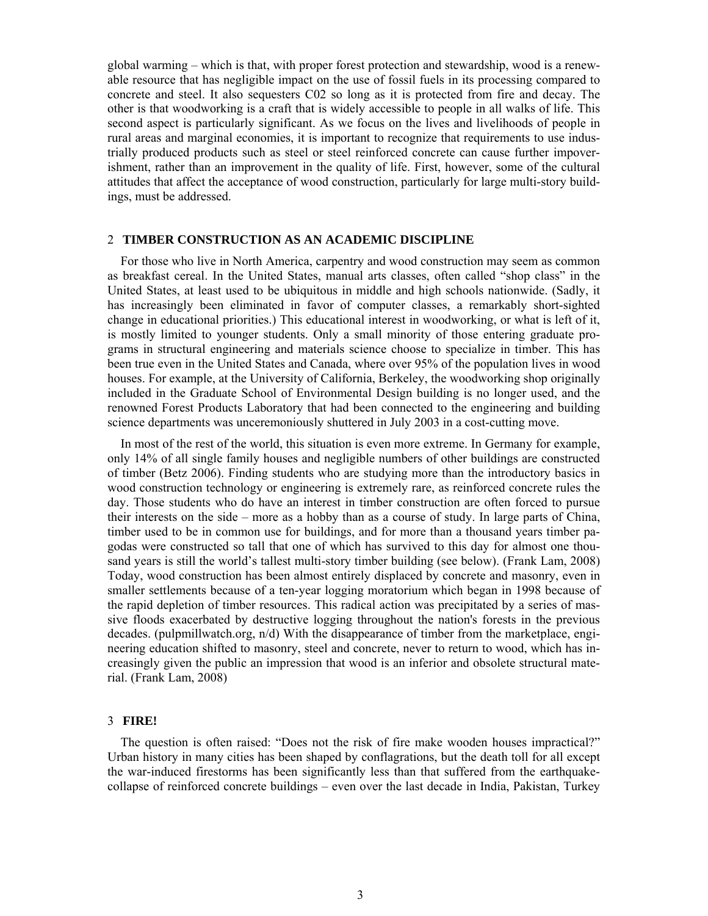global warming – which is that, with proper forest protection and stewardship, wood is a renewable resource that has negligible impact on the use of fossil fuels in its processing compared to concrete and steel. It also sequesters C02 so long as it is protected from fire and decay. The other is that woodworking is a craft that is widely accessible to people in all walks of life. This second aspect is particularly significant. As we focus on the lives and livelihoods of people in rural areas and marginal economies, it is important to recognize that requirements to use industrially produced products such as steel or steel reinforced concrete can cause further impoverishment, rather than an improvement in the quality of life. First, however, some of the cultural attitudes that affect the acceptance of wood construction, particularly for large multi-story buildings, must be addressed.

## 2 TIMBER CONSTRUCTION AS AN ACADEMIC DISCIPLINE

For those who live in North America, carpentry and wood construction may seem as common as breakfast cereal. In the United States, manual arts classes, often called "shop class" in the United States, at least used to be ubiquitous in middle and high schools nationwide. (Sadly, it has increasingly been eliminated in favor of computer classes, a remarkably short-sighted change in educational priorities.) This educational interest in woodworking, or what is left of it, is mostly limited to younger students. Only a small minority of those entering graduate programs in structural engineering and materials science choose to specialize in timber. This has been true even in the United States and Canada, where over 95% of the population lives in wood houses. For example, at the University of California, Berkeley, the woodworking shop originally included in the Graduate School of Environmental Design building is no longer used, and the renowned Forest Products Laboratory that had been connected to the engineering and building science departments was unceremoniously shuttered in July 2003 in a cost-cutting move.

In most of the rest of the world, this situation is even more extreme. In Germany for example, only 14% of all single family houses and negligible numbers of other buildings are constructed of timber (Betz 2006). Finding students who are studying more than the introductory basics in wood construction technology or engineering is extremely rare, as reinforced concrete rules the day. Those students who do have an interest in timber construction are often forced to pursue their interests on the side – more as a hobby than as a course of study. In large parts of China, timber used to be in common use for buildings, and for more than a thousand years timber pagodas were constructed so tall that one of which has survived to this day for almost one thousand years is still the world's tallest multi-story timber building (see below). (Frank Lam, 2008) Today, wood construction has been almost entirely displaced by concrete and masonry, even in smaller settlements because of a ten-year logging moratorium which began in 1998 because of the rapid depletion of timber resources. This radical action was precipitated by a series of massive floods exacerbated by destructive logging throughout the nation's forests in the previous decades. (pulpmillwatch.org, n/d) With the disappearance of timber from the marketplace, engineering education shifted to masonry, steel and concrete, never to return to wood, which has increasingly given the public an impression that wood is an inferior and obsolete structural material. (Frank Lam, 2008)

## 3 FIRE!

The question is often raised: "Does not the risk of fire make wooden houses impractical?" Urban history in many cities has been shaped by conflagrations, but the death toll for all except the war-induced firestorms has been significantly less than that suffered from the earthquake-collapse of reinforced concrete buildings – even over the last decade in India, Pakistan, Turkey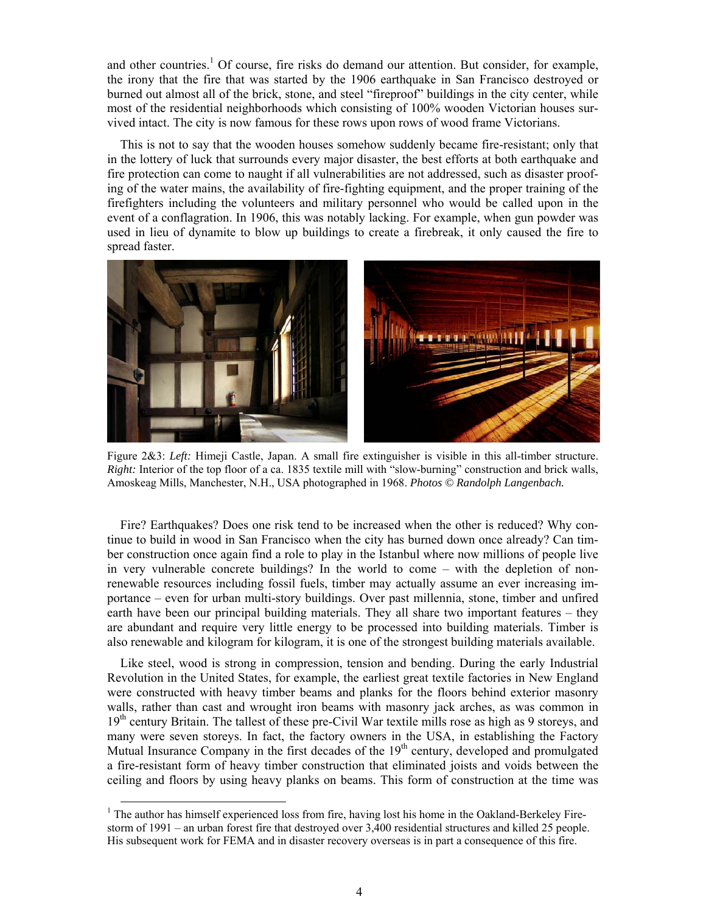and other countries.[1] Of course, fire risks do demand our attention. But consider, for example, the irony that the fire that was started by the 1906 earthquake in San Francisco destroyed or burned out almost all of the brick, stone, and steel "fireproof" buildings in the city center, while most of the residential neighborhoods which consisting of 100% wooden Victorian houses survived intact. The city is now famous for these rows upon rows of wood frame Victorians.

This is not to say that the wooden houses somehow suddenly became fire-resistant; only that in the lottery of luck that surrounds every major disaster, the best efforts at both earthquake and fire protection can come to naught if all vulnerabilities are not addressed, such as disaster proofing of the water mains, the availability of fire-fighting equipment, and the proper training of the firefighters including the volunteers and military personnel who would be called upon in the event of a conflagration. In 1906, this was notably lacking. For example, when gun powder was used in lieu of dynamite to blow up buildings to create a firebreak, it only caused the fire to spread faster.

Figure 2&3: *Left:* Himeji Castle, Japan. A small fire extinguisher is visible in this all-timber structure. *Right:* Interior of the top floor of a ca. 1835 textile mill with "slow-burning" construction and brick walls, Amoskeag Mills, Manchester, N.H., USA photographed in 1968. *Photos © Randolph Langenbach.*

Fire? Earthquakes? Does one risk tend to be increased when the other is reduced? Why continue to build in wood in San Francisco when the city has burned down once already? Can timber construction once again find a role to play in the Istanbul where now millions of people live in very vulnerable concrete buildings? In the world to come – with the depletion of non-renewable resources including fossil fuels, timber may actually assume an ever increasing importance – even for urban multi-story buildings. Over past millennia, stone, timber and unfired earth have been our principal building materials. They all share two important features – they are abundant and require very little energy to be processed into building materials. Timber is also renewable and kilogram for kilogram, it is one of the strongest building materials available.

Like steel, wood is strong in compression, tension and bending. During the early Industrial Revolution in the United States, for example, the earliest great textile factories in New England were constructed with heavy timber beams and planks for the floors behind exterior masonry walls, rather than cast and wrought iron beams with masonry jack arches, as was common in 19th century Britain. The tallest of these pre-Civil War textile mills rose as high as 9 storeys, and many were seven storeys. In fact, the factory owners in the USA, in establishing the Factory Mutual Insurance Company in the first decades of the 19th century, developed and promulgated a fire-resistant form of heavy timber construction that eliminated joists and voids between the ceiling and floors by using heavy planks on beams. This form of construction at the time was

[1] The author has himself experienced loss from fire, having lost his home in the Oakland-Berkeley Firestorm of 1991 – an urban forest fire that destroyed over 3,400 residential structures and killed 25 people. His subsequent work for FEMA and in disaster recovery overseas is in part a consequence of this fire.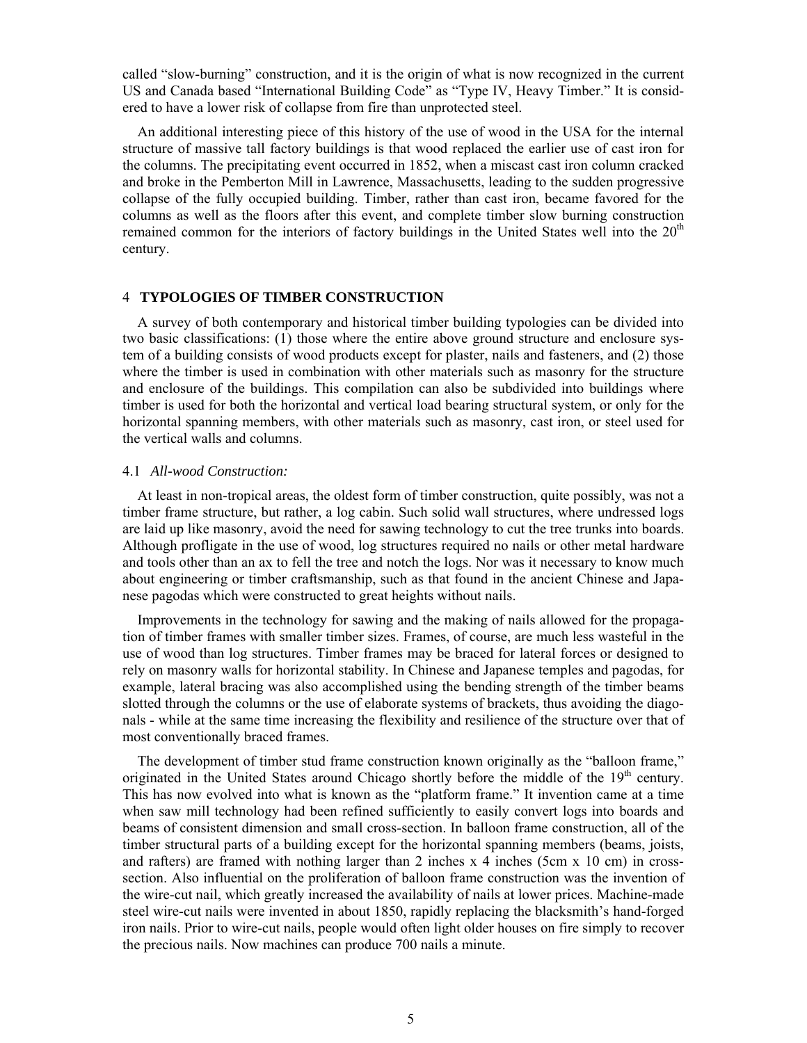called "slow-burning" construction, and it is the origin of what is now recognized in the current US and Canada based "International Building Code" as "Type IV, Heavy Timber." It is considered to have a lower risk of collapse from fire than unprotected steel.

An additional interesting piece of this history of the use of wood in the USA for the internal structure of massive tall factory buildings is that wood replaced the earlier use of cast iron for the columns. The precipitating event occurred in 1852, when a miscast cast iron column cracked and broke in the Pemberton Mill in Lawrence, Massachusetts, leading to the sudden progressive collapse of the fully occupied building. Timber, rather than cast iron, became favored for the columns as well as the floors after this event, and complete timber slow burning construction remained common for the interiors of factory buildings in the United States well into the 20th century.

## 4 TYPOLOGIES OF TIMBER CONSTRUCTION

A survey of both contemporary and historical timber building typologies can be divided into two basic classifications: (1) those where the entire above ground structure and enclosure system of a building consists of wood products except for plaster, nails and fasteners, and (2) those where the timber is used in combination with other materials such as masonry for the structure and enclosure of the buildings. This compilation can also be subdivided into buildings where timber is used for both the horizontal and vertical load bearing structural system, or only for the horizontal spanning members, with other materials such as masonry, cast iron, or steel used for the vertical walls and columns.

### 4.1 *All-wood Construction:*

At least in non-tropical areas, the oldest form of timber construction, quite possibly, was not a timber frame structure, but rather, a log cabin. Such solid wall structures, where undressed logs are laid up like masonry, avoid the need for sawing technology to cut the tree trunks into boards. Although profligate in the use of wood, log structures required no nails or other metal hardware and tools other than an ax to fell the tree and notch the logs. Nor was it necessary to know much about engineering or timber craftsmanship, such as that found in the ancient Chinese and Japanese pagodas which were constructed to great heights without nails.

Improvements in the technology for sawing and the making of nails allowed for the propagation of timber frames with smaller timber sizes. Frames, of course, are much less wasteful in the use of wood than log structures. Timber frames may be braced for lateral forces or designed to rely on masonry walls for horizontal stability. In Chinese and Japanese temples and pagodas, for example, lateral bracing was also accomplished using the bending strength of the timber beams slotted through the columns or the use of elaborate systems of brackets, thus avoiding the diagonals - while at the same time increasing the flexibility and resilience of the structure over that of most conventionally braced frames.

The development of timber stud frame construction known originally as the "balloon frame," originated in the United States around Chicago shortly before the middle of the 19th century. This has now evolved into what is known as the "platform frame." It invention came at a time when saw mill technology had been refined sufficiently to easily convert logs into boards and beams of consistent dimension and small cross-section. In balloon frame construction, all of the timber structural parts of a building except for the horizontal spanning members (beams, joists, and rafters) are framed with nothing larger than 2 inches x 4 inches (5cm x 10 cm) in cross-section. Also influential on the proliferation of balloon frame construction was the invention of the wire-cut nail, which greatly increased the availability of nails at lower prices. Machine-made steel wire-cut nails were invented in about 1850, rapidly replacing the blacksmith's hand-forged iron nails. Prior to wire-cut nails, people would often light older houses on fire simply to recover the precious nails. Now machines can produce 700 nails a minute.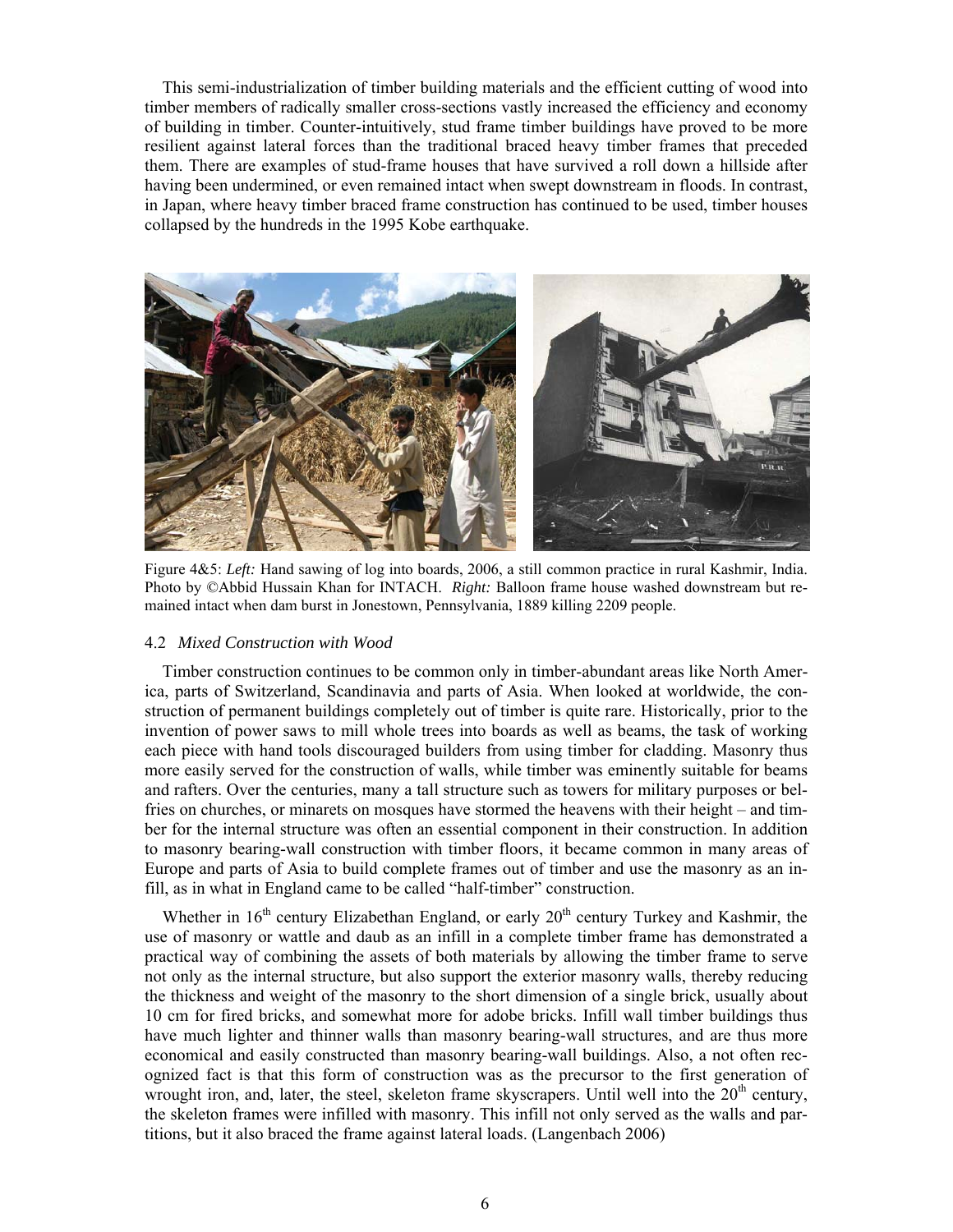This semi-industrialization of timber building materials and the efficient cutting of wood into timber members of radically smaller cross-sections vastly increased the efficiency and economy of building in timber. Counter-intuitively, stud frame timber buildings have proved to be more resilient against lateral forces than the traditional braced heavy timber frames that preceded them. There are examples of stud-frame houses that have survived a roll down a hillside after having been undermined, or even remained intact when swept downstream in floods. In contrast, in Japan, where heavy timber braced frame construction has continued to be used, timber houses collapsed by the hundreds in the 1995 Kobe earthquake.

Figure 4&5: *Left:* Hand sawing of log into boards, 2006, a still common practice in rural Kashmir, India. Photo by ©Abbid Hussain Khan for INTACH. *Right:* Balloon frame house washed downstream but remained intact when dam burst in Jonestown, Pennsylvania, 1889 killing 2209 people.

### 4.2 *Mixed Construction with Wood*

Timber construction continues to be common only in timber-abundant areas like North America, parts of Switzerland, Scandinavia and parts of Asia. When looked at worldwide, the construction of permanent buildings completely out of timber is quite rare. Historically, prior to the invention of power saws to mill whole trees into boards as well as beams, the task of working each piece with hand tools discouraged builders from using timber for cladding. Masonry thus more easily served for the construction of walls, while timber was eminently suitable for beams and rafters. Over the centuries, many a tall structure such as towers for military purposes or belfries on churches, or minarets on mosques have stormed the heavens with their height – and timber for the internal structure was often an essential component in their construction. In addition to masonry bearing-wall construction with timber floors, it became common in many areas of Europe and parts of Asia to build complete frames out of timber and use the masonry as an infill, as in what in England came to be called "half-timber" construction.

Whether in 16th century Elizabethan England, or early 20th century Turkey and Kashmir, the use of masonry or wattle and daub as an infill in a complete timber frame has demonstrated a practical way of combining the assets of both materials by allowing the timber frame to serve not only as the internal structure, but also support the exterior masonry walls, thereby reducing the thickness and weight of the masonry to the short dimension of a single brick, usually about 10 cm for fired bricks, and somewhat more for adobe bricks. Infill wall timber buildings thus have much lighter and thinner walls than masonry bearing-wall structures, and are thus more economical and easily constructed than masonry bearing-wall buildings. Also, a not often recognized fact is that this form of construction was as the precursor to the first generation of wrought iron, and, later, the steel, skeleton frame skyscrapers. Until well into the 20th century, the skeleton frames were infilled with masonry. This infill not only served as the walls and partitions, but it also braced the frame against lateral loads. (Langenbach 2006)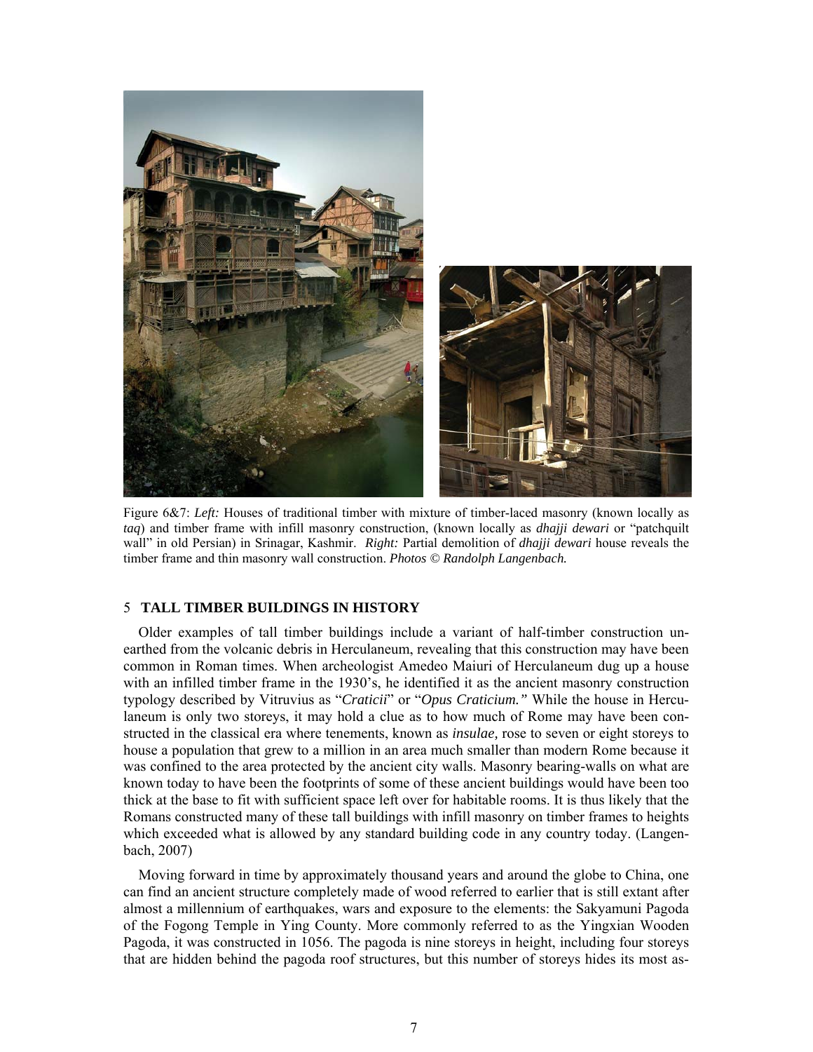Figure 6&7: *Left:* Houses of traditional timber with mixture of timber-laced masonry (known locally as *taq*) and timber frame with infill masonry construction, (known locally as *dhajji dewari* or "patchquilt wall" in old Persian) in Srinagar, Kashmir. *Right:* Partial demolition of *dhajji dewari* house reveals the timber frame and thin masonry wall construction. ***Photos © Randolph Langenbach.***

## 5 TALL TIMBER BUILDINGS IN HISTORY

Older examples of tall timber buildings include a variant of half-timber construction unearthed from the volcanic debris in Herculaneum, revealing that this construction may have been common in Roman times. When archeologist Amedeo Maiuri of Herculaneum dug up a house with an infilled timber frame in the 1930's, he identified it as the ancient masonry construction typology described by Vitruvius as "*Craticii*" or "*Opus Craticium."* While the house in Herculaneum is only two storeys, it may hold a clue as to how much of Rome may have been constructed in the classical era where tenements, known as *insulae,* rose to seven or eight storeys to house a population that grew to a million in an area much smaller than modern Rome because it was confined to the area protected by the ancient city walls. Masonry bearing-walls on what are known today to have been the footprints of some of these ancient buildings would have been too thick at the base to fit with sufficient space left over for habitable rooms. It is thus likely that the Romans constructed many of these tall buildings with infill masonry on timber frames to heights which exceeded what is allowed by any standard building code in any country today. (Langenbach, 2007)

Moving forward in time by approximately thousand years and around the globe to China, one can find an ancient structure completely made of wood referred to earlier that is still extant after almost a millennium of earthquakes, wars and exposure to the elements: the Sakyamuni Pagoda of the Fogong Temple in Ying County. More commonly referred to as the Yingxian Wooden Pagoda, it was constructed in 1056. The pagoda is nine storeys in height, including four storeys that are hidden behind the pagoda roof structures, but this number of storeys hides its most as-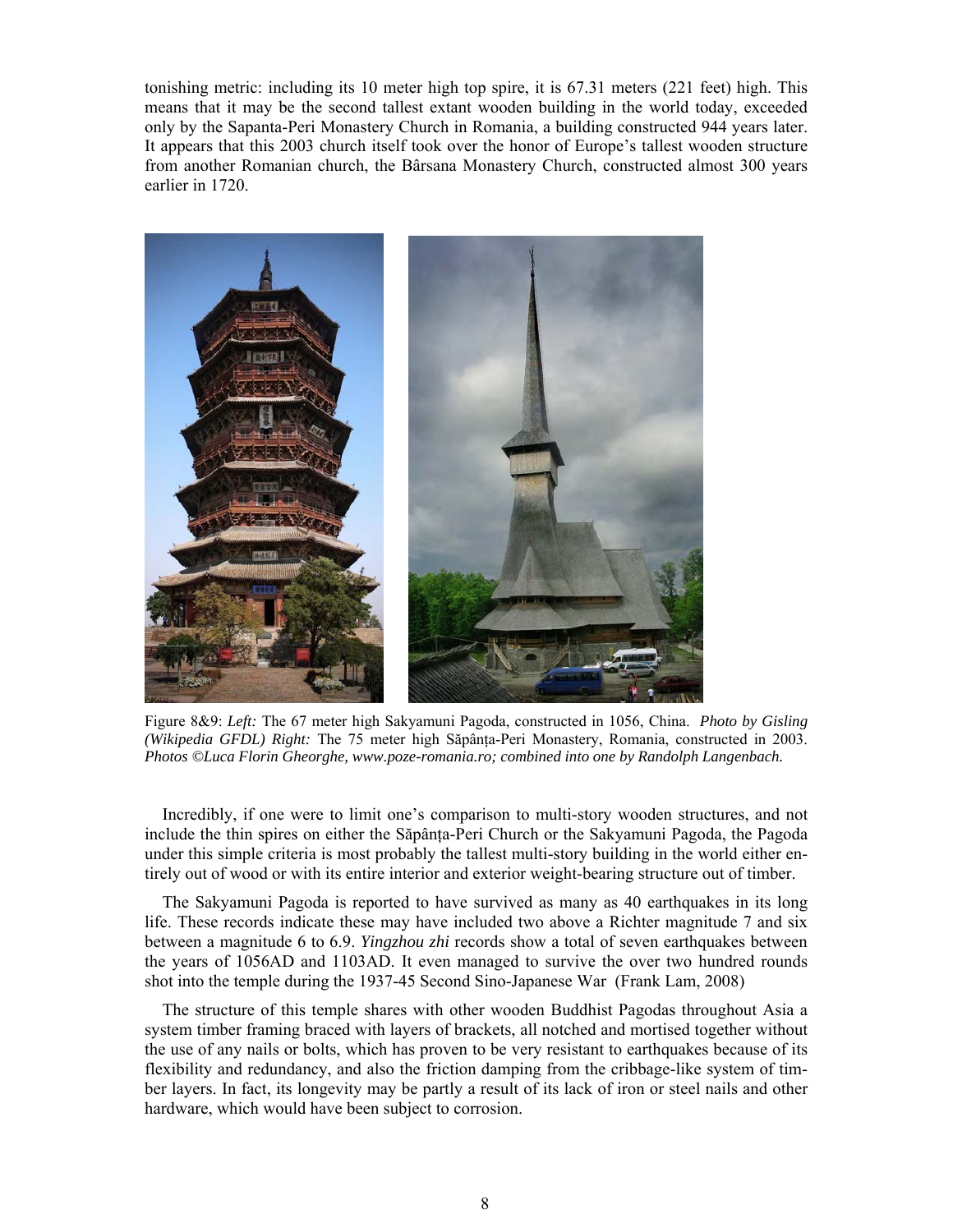tonishing metric: including its 10 meter high top spire, it is 67.31 meters (221 feet) high. This means that it may be the second tallest extant wooden building in the world today, exceeded only by the Sapanta-Peri Monastery Church in Romania, a building constructed 944 years later. It appears that this 2003 church itself took over the honor of Europe's tallest wooden structure from another Romanian church, the Bârsana Monastery Church, constructed almost 300 years earlier in 1720.

Figure 8&9: *Left:* The 67 meter high Sakyamuni Pagoda, constructed in 1056, China. *Photo by Gisling (Wikipedia GFDL) Right:* The 75 meter high Săpânța-Peri Monastery, Romania, constructed in 2003. ***Photos ©Luca Florin Gheorghe, www.poze-romania.ro; combined into one by Randolph Langenbach.***

Incredibly, if one were to limit one's comparison to multi-story wooden structures, and not include the thin spires on either the Săpânța-Peri Church or the Sakyamuni Pagoda, the Pagoda under this simple criteria is most probably the tallest multi-story building in the world either entirely out of wood or with its entire interior and exterior weight-bearing structure out of timber.

The Sakyamuni Pagoda is reported to have survived as many as 40 earthquakes in its long life. These records indicate these may have included two above a Richter magnitude 7 and six between a magnitude 6 to 6.9. *Yingzhou zhi* records show a total of seven earthquakes between the years of 1056AD and 1103AD. It even managed to survive the over two hundred rounds shot into the temple during the 1937-45 Second Sino-Japanese War (Frank Lam, 2008)

The structure of this temple shares with other wooden Buddhist Pagodas throughout Asia a system timber framing braced with layers of brackets, all notched and mortised together without the use of any nails or bolts, which has proven to be very resistant to earthquakes because of its flexibility and redundancy, and also the friction damping from the cribbage-like system of timber layers. In fact, its longevity may be partly a result of its lack of iron or steel nails and other hardware, which would have been subject to corrosion.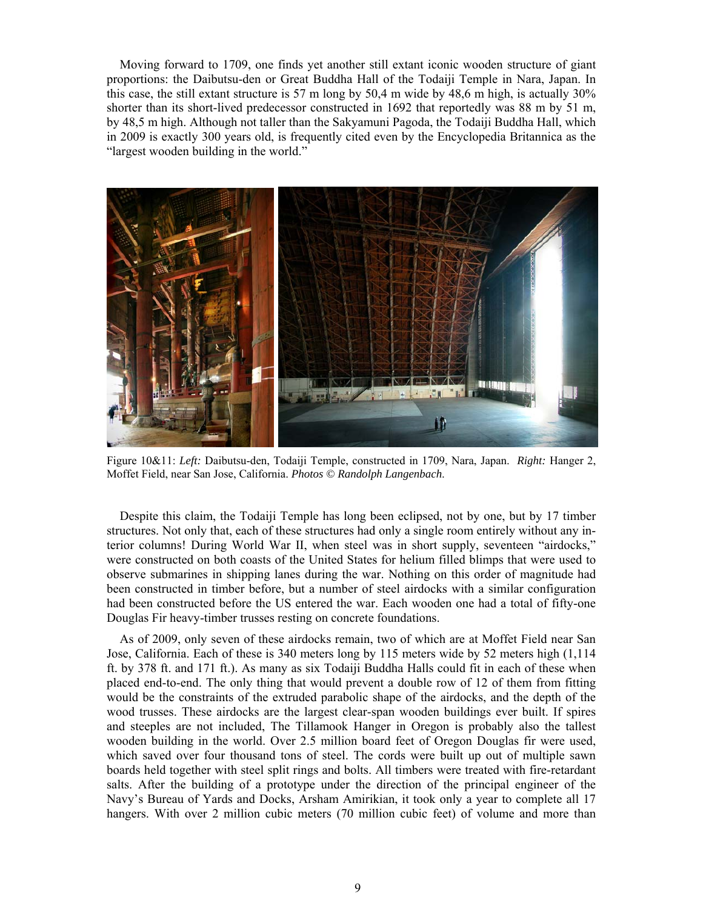Moving forward to 1709, one finds yet another still extant iconic wooden structure of giant proportions: the Daibutsu-den or Great Buddha Hall of the Todaiji Temple in Nara, Japan. In this case, the still extant structure is 57 m long by 50,4 m wide by 48,6 m high, is actually 30% shorter than its short-lived predecessor constructed in 1692 that reportedly was 88 m by 51 m, by 48,5 m high. Although not taller than the Sakyamuni Pagoda, the Todaiji Buddha Hall, which in 2009 is exactly 300 years old, is frequently cited even by the Encyclopedia Britannica as the "largest wooden building in the world."

Figure 10&11: *Left:* Daibutsu-den, Todaiji Temple, constructed in 1709, Nara, Japan. *Right:* Hanger 2, Moffet Field, near San Jose, California. ***Photos © Randolph Langenbach.***

Despite this claim, the Todaiji Temple has long been eclipsed, not by one, but by 17 timber structures. Not only that, each of these structures had only a single room entirely without any interior columns! During World War II, when steel was in short supply, seventeen "airdocks," were constructed on both coasts of the United States for helium filled blimps that were used to observe submarines in shipping lanes during the war. Nothing on this order of magnitude had been constructed in timber before, but a number of steel airdocks with a similar configuration had been constructed before the US entered the war. Each wooden one had a total of fifty-one Douglas Fir heavy-timber trusses resting on concrete foundations.

As of 2009, only seven of these airdocks remain, two of which are at Moffet Field near San Jose, California. Each of these is 340 meters long by 115 meters wide by 52 meters high (1,114 ft. by 378 ft. and 171 ft.). As many as six Todaiji Buddha Halls could fit in each of these when placed end-to-end. The only thing that would prevent a double row of 12 of them from fitting would be the constraints of the extruded parabolic shape of the airdocks, and the depth of the wood trusses. These airdocks are the largest clear-span wooden buildings ever built. If spires and steeples are not included, The Tillamook Hanger in Oregon is probably also the tallest wooden building in the world. Over 2.5 million board feet of Oregon Douglas fir were used, which saved over four thousand tons of steel. The cords were built up out of multiple sawn boards held together with steel split rings and bolts. All timbers were treated with fire-retardant salts. After the building of a prototype under the direction of the principal engineer of the Navy's Bureau of Yards and Docks, Arsham Amirikian, it took only a year to complete all 17 hangers. With over 2 million cubic meters (70 million cubic feet) of volume and more than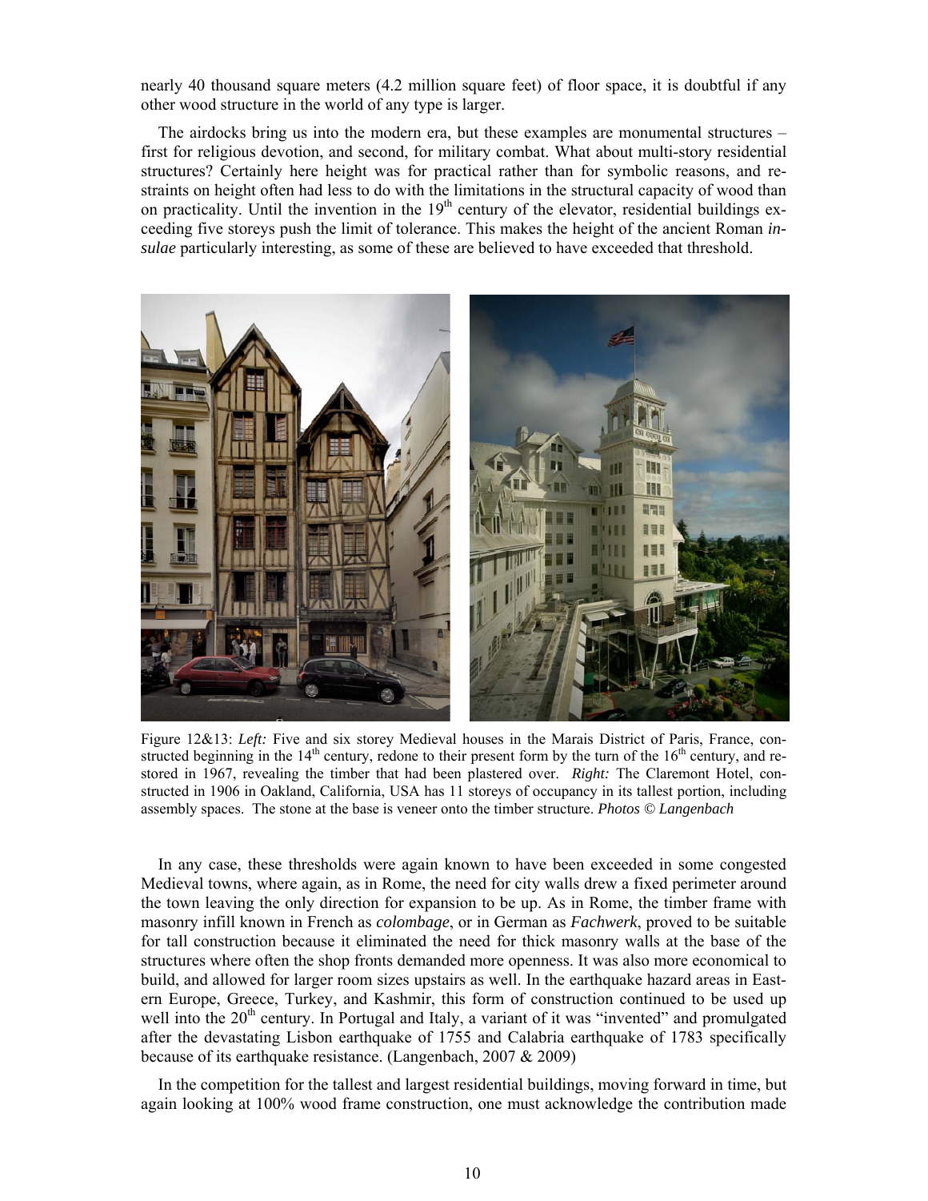nearly 40 thousand square meters (4.2 million square feet) of floor space, it is doubtful if any other wood structure in the world of any type is larger.

The airdocks bring us into the modern era, but these examples are monumental structures – first for religious devotion, and second, for military combat. What about multi-story residential structures? Certainly here height was for practical rather than for symbolic reasons, and restraints on height often had less to do with the limitations in the structural capacity of wood than on practicality. Until the invention in the 19th century of the elevator, residential buildings exceeding five storeys push the limit of tolerance. This makes the height of the ancient Roman *insulae* particularly interesting, as some of these are believed to have exceeded that threshold.

Figure 12&13: *Left:* Five and six storey Medieval houses in the Marais District of Paris, France, constructed beginning in the 14th century, redone to their present form by the turn of the 16th century, and restored in 1967, revealing the timber that had been plastered over. *Right:* The Claremont Hotel, constructed in 1906 in Oakland, California, USA has 11 storeys of occupancy in its tallest portion, including assembly spaces. The stone at the base is veneer onto the timber structure. *Photos © Langenbach*

In any case, these thresholds were again known to have been exceeded in some congested Medieval towns, where again, as in Rome, the need for city walls drew a fixed perimeter around the town leaving the only direction for expansion to be up. As in Rome, the timber frame with masonry infill known in French as *colombage*, or in German as *Fachwerk*, proved to be suitable for tall construction because it eliminated the need for thick masonry walls at the base of the structures where often the shop fronts demanded more openness. It was also more economical to build, and allowed for larger room sizes upstairs as well. In the earthquake hazard areas in Eastern Europe, Greece, Turkey, and Kashmir, this form of construction continued to be used up well into the 20th century. In Portugal and Italy, a variant of it was "invented" and promulgated after the devastating Lisbon earthquake of 1755 and Calabria earthquake of 1783 specifically because of its earthquake resistance. (Langenbach, 2007 & 2009)

In the competition for the tallest and largest residential buildings, moving forward in time, but again looking at 100% wood frame construction, one must acknowledge the contribution made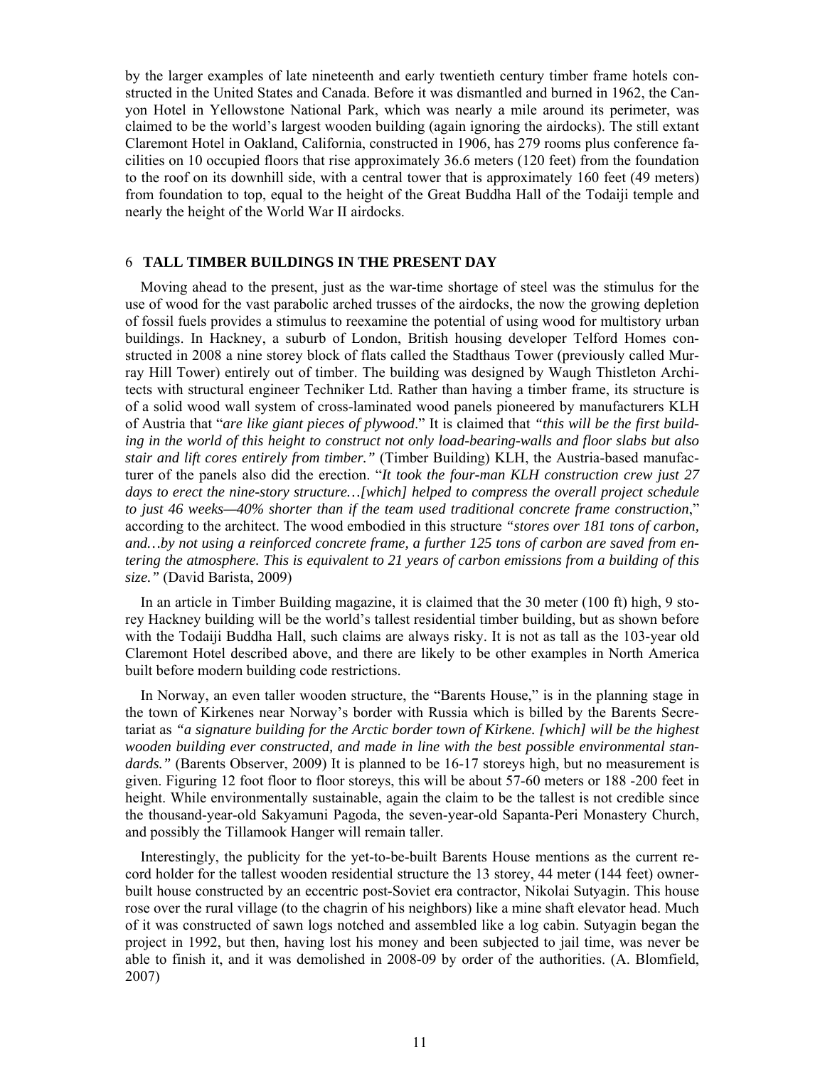by the larger examples of late nineteenth and early twentieth century timber frame hotels constructed in the United States and Canada. Before it was dismantled and burned in 1962, the Canyon Hotel in Yellowstone National Park, which was nearly a mile around its perimeter, was claimed to be the world's largest wooden building (again ignoring the airdocks). The still extant Claremont Hotel in Oakland, California, constructed in 1906, has 279 rooms plus conference facilities on 10 occupied floors that rise approximately 36.6 meters (120 feet) from the foundation to the roof on its downhill side, with a central tower that is approximately 160 feet (49 meters) from foundation to top, equal to the height of the Great Buddha Hall of the Todaiji temple and nearly the height of the World War II airdocks.

## 6 TALL TIMBER BUILDINGS IN THE PRESENT DAY

Moving ahead to the present, just as the war-time shortage of steel was the stimulus for the use of wood for the vast parabolic arched trusses of the airdocks, the now the growing depletion of fossil fuels provides a stimulus to reexamine the potential of using wood for multistory urban buildings. In Hackney, a suburb of London, British housing developer Telford Homes constructed in 2008 a nine storey block of flats called the Stadthaus Tower (previously called Murray Hill Tower) entirely out of timber. The building was designed by Waugh Thistleton Architects with structural engineer Techniker Ltd. Rather than having a timber frame, its structure is of a solid wood wall system of cross-laminated wood panels pioneered by manufacturers KLH of Austria that "*are like giant pieces of plywood*." It is claimed that *"this will be the first building in the world of this height to construct not only load-bearing-walls and floor slabs but also stair and lift cores entirely from timber."* (Timber Building) KLH, the Austria-based manufacturer of the panels also did the erection. "*It took the four-man KLH construction crew just 27 days to erect the nine-story structure…[which] helped to compress the overall project schedule to just 46 weeks—40% shorter than if the team used traditional concrete frame construction*," according to the architect. The wood embodied in this structure *"stores over 181 tons of carbon, and…by not using a reinforced concrete frame, a further 125 tons of carbon are saved from entering the atmosphere. This is equivalent to 21 years of carbon emissions from a building of this size."* (David Barista, 2009)

In an article in Timber Building magazine, it is claimed that the 30 meter (100 ft) high, 9 storey Hackney building will be the world's tallest residential timber building, but as shown before with the Todaiji Buddha Hall, such claims are always risky. It is not as tall as the 103-year old Claremont Hotel described above, and there are likely to be other examples in North America built before modern building code restrictions.

In Norway, an even taller wooden structure, the "Barents House," is in the planning stage in the town of Kirkenes near Norway's border with Russia which is billed by the Barents Secretariat as *"a signature building for the Arctic border town of Kirkene. [which] will be the highest wooden building ever constructed, and made in line with the best possible environmental standards."* (Barents Observer, 2009) It is planned to be 16-17 storeys high, but no measurement is given. Figuring 12 foot floor to floor storeys, this will be about 57-60 meters or 188 -200 feet in height. While environmentally sustainable, again the claim to be the tallest is not credible since the thousand-year-old Sakyamuni Pagoda, the seven-year-old Sapanta-Peri Monastery Church, and possibly the Tillamook Hanger will remain taller.

Interestingly, the publicity for the yet-to-be-built Barents House mentions as the current record holder for the tallest wooden residential structure the 13 storey, 44 meter (144 feet) owner-built house constructed by an eccentric post-Soviet era contractor, Nikolai Sutyagin. This house rose over the rural village (to the chagrin of his neighbors) like a mine shaft elevator head. Much of it was constructed of sawn logs notched and assembled like a log cabin. Sutyagin began the project in 1992, but then, having lost his money and been subjected to jail time, was never be able to finish it, and it was demolished in 2008-09 by order of the authorities. (A. Blomfield, 2007)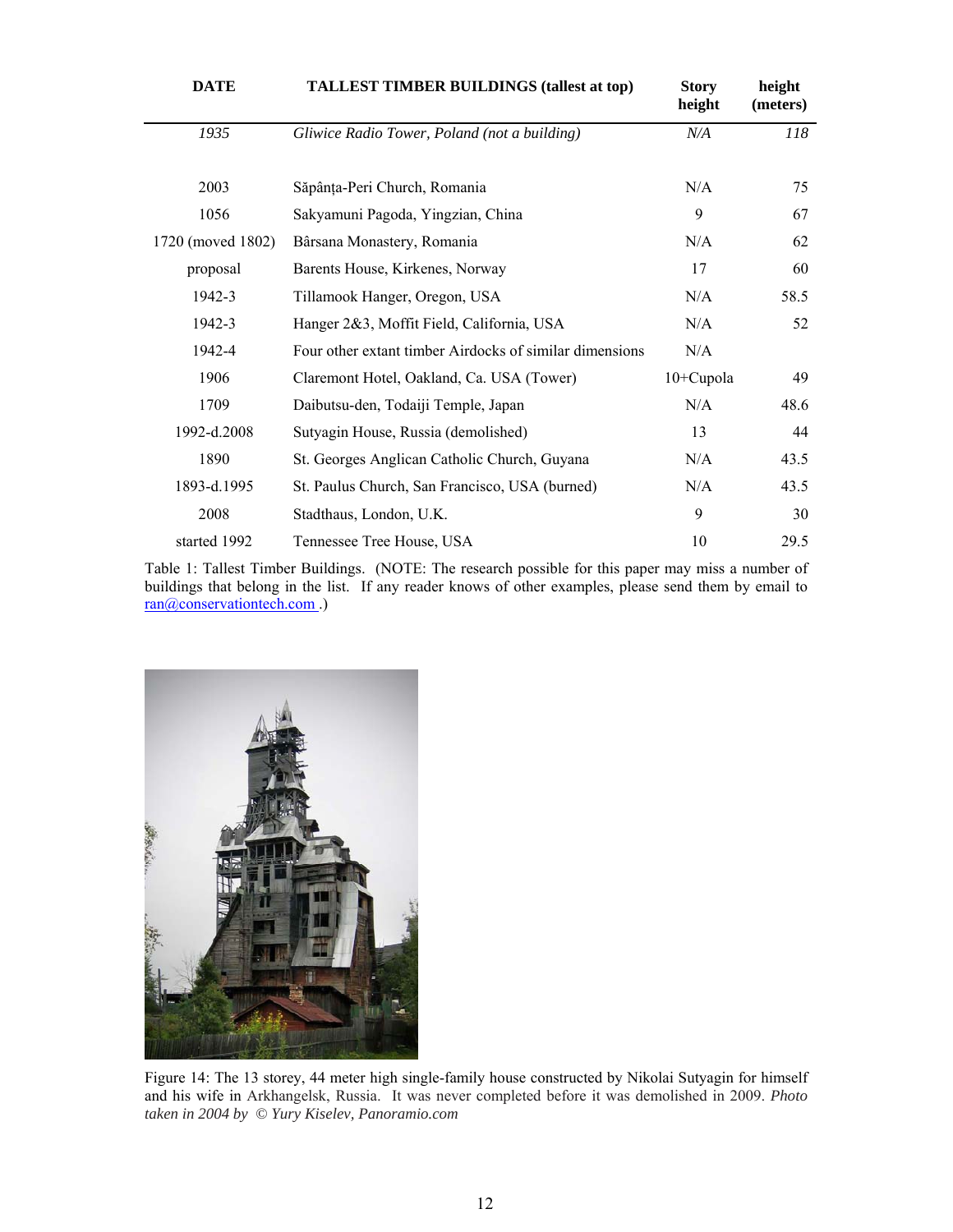| DATE | TALLEST TIMBER BUILDINGS (tallest at top) | Story height | height (meters) |
|---|---|---|---|
| *1935* | *Gliwice Radio Tower, Poland (not a building)* | *N/A* | *118* |
| | | | |
| 2003 | Săpânța-Peri Church, Romania | N/A | 75 |
| 1056 | Sakyamuni Pagoda, Yingzian, China | 9 | 67 |
| 1720 (moved 1802) | Bârsana Monastery, Romania | N/A | 62 |
| proposal | Barents House, Kirkenes, Norway | 17 | 60 |
| 1942-3 | Tillamook Hanger, Oregon, USA | N/A | 58.5 |
| 1942-3 | Hanger 2&3, Moffit Field, California, USA | N/A | 52 |
| 1942-4 | Four other extant timber Airdocks of similar dimensions | N/A | |
| 1906 | Claremont Hotel, Oakland, Ca. USA (Tower) | 10+Cupola | 49 |
| 1709 | Daibutsu-den, Todaiji Temple, Japan | N/A | 48.6 |
| 1992-d.2008 | Sutyagin House, Russia (demolished) | 13 | 44 |
| 1890 | St. Georges Anglican Catholic Church, Guyana | N/A | 43.5 |
| 1893-d.1995 | St. Paulus Church, San Francisco, USA (burned) | N/A | 43.5 |
| 2008 | Stadthaus, London, U.K. | 9 | 30 |
| started 1992 | Tennessee Tree House, USA | 10 | 29.5 |

Table 1: Tallest Timber Buildings. (NOTE: The research possible for this paper may miss a number of buildings that belong in the list. If any reader knows of other examples, please send them by email to ran@conservationtech.com .)

Figure 14: The 13 storey, 44 meter high single-family house constructed by Nikolai Sutyagin for himself and his wife in Arkhangelsk, Russia. It was never completed before it was demolished in 2009. *Photo taken in 2004 by © Yury Kiselev, Panoramio.com*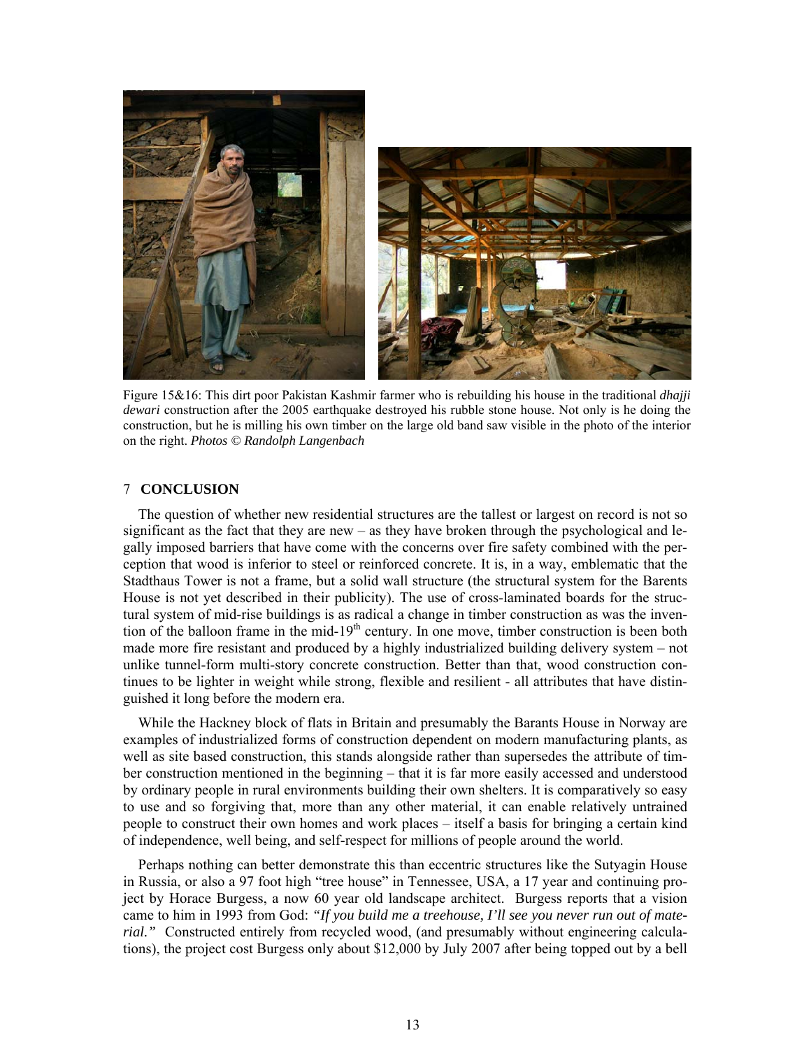Figure 15&16: This dirt poor Pakistan Kashmir farmer who is rebuilding his house in the traditional *dhajji dewari* construction after the 2005 earthquake destroyed his rubble stone house. Not only is he doing the construction, but he is milling his own timber on the large old band saw visible in the photo of the interior on the right. *Photos © Randolph Langenbach*

## 7 CONCLUSION

The question of whether new residential structures are the tallest or largest on record is not so significant as the fact that they are new – as they have broken through the psychological and legally imposed barriers that have come with the concerns over fire safety combined with the perception that wood is inferior to steel or reinforced concrete. It is, in a way, emblematic that the Stadthaus Tower is not a frame, but a solid wall structure (the structural system for the Barents House is not yet described in their publicity). The use of cross-laminated boards for the structural system of mid-rise buildings is as radical a change in timber construction as was the invention of the balloon frame in the mid-19th century. In one move, timber construction is been both made more fire resistant and produced by a highly industrialized building delivery system – not unlike tunnel-form multi-story concrete construction. Better than that, wood construction continues to be lighter in weight while strong, flexible and resilient - all attributes that have distinguished it long before the modern era.

While the Hackney block of flats in Britain and presumably the Barants House in Norway are examples of industrialized forms of construction dependent on modern manufacturing plants, as well as site based construction, this stands alongside rather than supersedes the attribute of timber construction mentioned in the beginning – that it is far more easily accessed and understood by ordinary people in rural environments building their own shelters. It is comparatively so easy to use and so forgiving that, more than any other material, it can enable relatively untrained people to construct their own homes and work places – itself a basis for bringing a certain kind of independence, well being, and self-respect for millions of people around the world.

Perhaps nothing can better demonstrate this than eccentric structures like the Sutyagin House in Russia, or also a 97 foot high "tree house" in Tennessee, USA, a 17 year and continuing project by Horace Burgess, a now 60 year old landscape architect. Burgess reports that a vision came to him in 1993 from God: ***"If you build me a treehouse, I'll see you never run out of material."*** Constructed entirely from recycled wood, (and presumably without engineering calculations), the project cost Burgess only about $12,000 by July 2007 after being topped out by a bell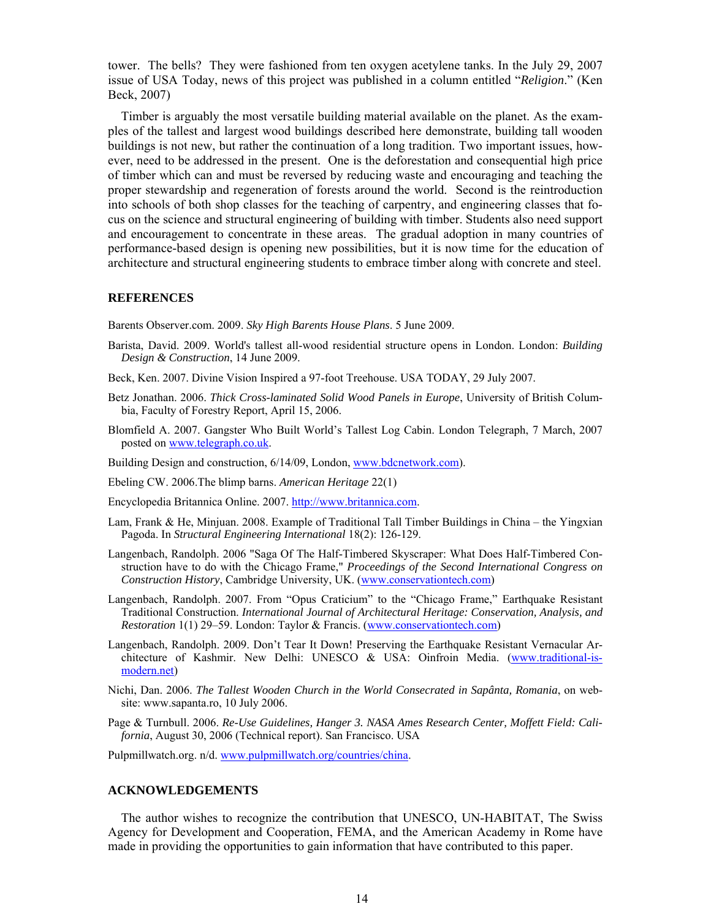tower. The bells? They were fashioned from ten oxygen acetylene tanks. In the July 29, 2007 issue of USA Today, news of this project was published in a column entitled "*Religion*." (Ken Beck, 2007)

Timber is arguably the most versatile building material available on the planet. As the examples of the tallest and largest wood buildings described here demonstrate, building tall wooden buildings is not new, but rather the continuation of a long tradition. Two important issues, however, need to be addressed in the present. One is the deforestation and consequential high price of timber which can and must be reversed by reducing waste and encouraging and teaching the proper stewardship and regeneration of forests around the world. Second is the reintroduction into schools of both shop classes for the teaching of carpentry, and engineering classes that focus on the science and structural engineering of building with timber. Students also need support and encouragement to concentrate in these areas. The gradual adoption in many countries of performance-based design is opening new possibilities, but it is now time for the education of architecture and structural engineering students to embrace timber along with concrete and steel.

## REFERENCES

Barents Observer.com. 2009. *Sky High Barents House Plans*. 5 June 2009.

Barista, David. 2009. World's tallest all-wood residential structure opens in London. London: *Building Design & Construction*, 14 June 2009.

Beck, Ken. 2007. Divine Vision Inspired a 97-foot Treehouse. USA TODAY, 29 July 2007.

Betz Jonathan. 2006. *Thick Cross-laminated Solid Wood Panels in Europe*, University of British Columbia, Faculty of Forestry Report, April 15, 2006.

Blomfield A. 2007. Gangster Who Built World's Tallest Log Cabin. London Telegraph, 7 March, 2007 posted on www.telegraph.co.uk.

Building Design and construction, 6/14/09, London, www.bdcnetwork.com).

Ebeling CW. 2006.The blimp barns. *American Heritage* 22(1)

Encyclopedia Britannica Online. 2007. http://www.britannica.com.

Lam, Frank & He, Minjuan. 2008. Example of Traditional Tall Timber Buildings in China – the Yingxian Pagoda. In *Structural Engineering International* 18(2): 126-129.

Langenbach, Randolph. 2006 "Saga Of The Half-Timbered Skyscraper: What Does Half-Timbered Construction have to do with the Chicago Frame," *Proceedings of the Second International Congress on Construction History*, Cambridge University, UK. (www.conservationtech.com)

Langenbach, Randolph. 2007. From "Opus Craticium" to the "Chicago Frame," Earthquake Resistant Traditional Construction. *International Journal of Architectural Heritage: Conservation, Analysis, and Restoration* 1(1) 29–59. London: Taylor & Francis. (www.conservationtech.com)

Langenbach, Randolph. 2009. Don't Tear It Down! Preserving the Earthquake Resistant Vernacular Architecture of Kashmir. New Delhi: UNESCO & USA: Oinfroin Media. (www.traditional-is-modern.net)

Nichi, Dan. 2006. *The Tallest Wooden Church in the World Consecrated in Sapânta, Romania*, on website: www.sapanta.ro, 10 July 2006.

Page & Turnbull. 2006. *Re-Use Guidelines, Hanger 3. NASA Ames Research Center, Moffett Field: California*, August 30, 2006 (Technical report). San Francisco. USA

Pulpmillwatch.org. n/d. www.pulpmillwatch.org/countries/china.

## ACKNOWLEDGEMENTS

The author wishes to recognize the contribution that UNESCO, UN-HABITAT, The Swiss Agency for Development and Cooperation, FEMA, and the American Academy in Rome have made in providing the opportunities to gain information that have contributed to this paper.